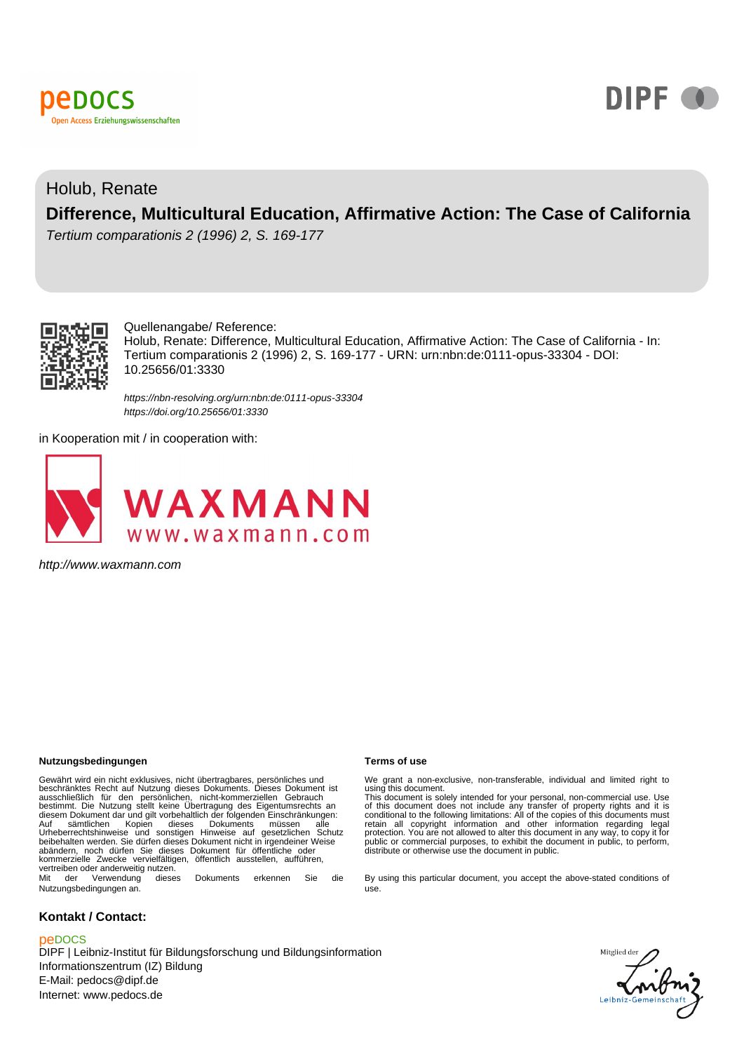peDOCS
Open Access Erziehungswissenschaften

DIPF

Holub, Renate

# Difference, Multicultural Education, Affirmative Action: The Case of California

*Tertium comparationis 2 (1996) 2, S. 169-177*

Quellenangabe/ Reference:
Holub, Renate: Difference, Multicultural Education, Affirmative Action: The Case of California - In: Tertium comparationis 2 (1996) 2, S. 169-177 - URN: urn:nbn:de:0111-opus-33304 - DOI: 10.25656/01:3330

*https://nbn-resolving.org/urn:nbn:de:0111-opus-33304*
*https://doi.org/10.25656/01:3330*

in Kooperation mit / in cooperation with:

WAXMANN
www.waxmann.com

*http://www.waxmann.com*

**Nutzungsbedingungen**

Gewährt wird ein nicht exklusives, nicht übertragbares, persönliches und beschränktes Recht auf Nutzung dieses Dokuments. Dieses Dokument ist ausschließlich für den persönlichen, nicht-kommerziellen Gebrauch bestimmt. Die Nutzung stellt keine Übertragung des Eigentumsrechts an diesem Dokument dar und gilt vorbehaltlich der folgenden Einschränkungen: Auf sämtlichen Kopien dieses Dokuments müssen alle Urheberrechtshinweise und sonstigen Hinweise auf gesetzlichen Schutz beibehalten werden. Sie dürfen dieses Dokument nicht in irgendeiner Weise abändern, noch dürfen Sie dieses Dokument für öffentliche oder kommerzielle Zwecke vervielfältigen, öffentlich ausstellen, aufführen, vertreiben oder anderweitig nutzen.
Mit der Verwendung dieses Dokuments erkennen Sie die Nutzungsbedingungen an.

**Terms of use**

We grant a non-exclusive, non-transferable, individual and limited right to using this document.
This document is solely intended for your personal, non-commercial use. Use of this document does not include any transfer of property rights and it is conditional to the following limitations: All of the copies of this documents must retain all copyright information and other information regarding legal protection. You are not allowed to alter this document in any way, to copy it for public or commercial purposes, to exhibit the document in public, to perform, distribute or otherwise use the document in public.

By using this particular document, you accept the above-stated conditions of use.

**Kontakt / Contact:**

peDOCS
DIPF | Leibniz-Institut für Bildungsforschung und Bildungsinformation
Informationszentrum (IZ) Bildung
E-Mail: pedocs@dipf.de
Internet: www.pedocs.de

Mitglied der Leibniz-Gemeinschaft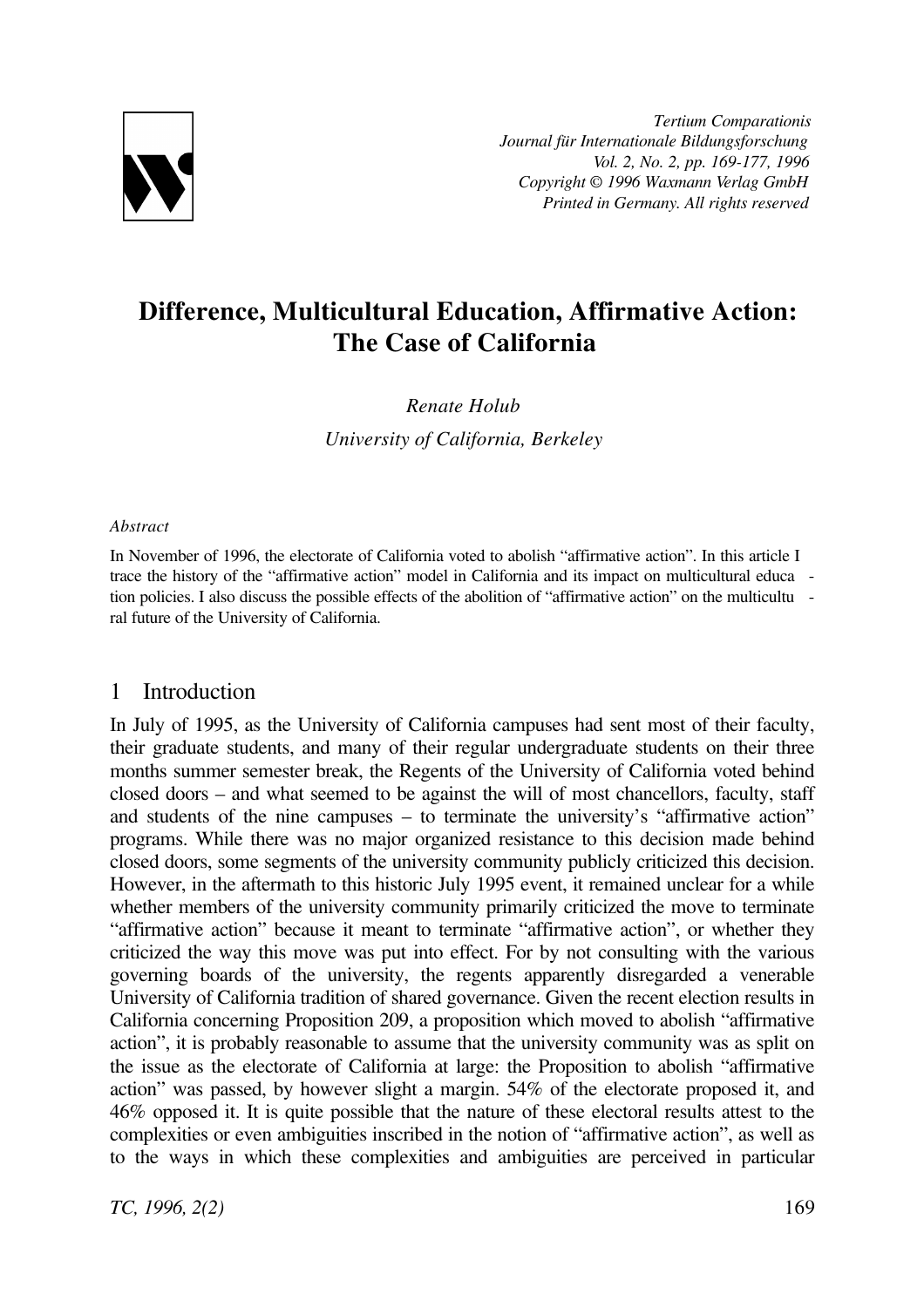# Difference, Multicultural Education, Affirmative Action: The Case of California

*Renate Holub*

*University of California, Berkeley*

*Abstract*

In November of 1996, the electorate of California voted to abolish "affirmative action". In this article I trace the history of the "affirmative action" model in California and its impact on multicultural education policies. I also discuss the possible effects of the abolition of "affirmative action" on the multicultural future of the University of California.

## 1 Introduction

In July of 1995, as the University of California campuses had sent most of their faculty, their graduate students, and many of their regular undergraduate students on their three months summer semester break, the Regents of the University of California voted behind closed doors – and what seemed to be against the will of most chancellors, faculty, staff and students of the nine campuses – to terminate the university's "affirmative action" programs. While there was no major organized resistance to this decision made behind closed doors, some segments of the university community publicly criticized this decision. However, in the aftermath to this historic July 1995 event, it remained unclear for a while whether members of the university community primarily criticized the move to terminate "affirmative action" because it meant to terminate "affirmative action", or whether they criticized the way this move was put into effect. For by not consulting with the various governing boards of the university, the regents apparently disregarded a venerable University of California tradition of shared governance. Given the recent election results in California concerning Proposition 209, a proposition which moved to abolish "affirmative action", it is probably reasonable to assume that the university community was as split on the issue as the electorate of California at large: the Proposition to abolish "affirmative action" was passed, by however slight a margin. 54% of the electorate proposed it, and 46% opposed it. It is quite possible that the nature of these electoral results attest to the complexities or even ambiguities inscribed in the notion of "affirmative action", as well as to the ways in which these complexities and ambiguities are perceived in particular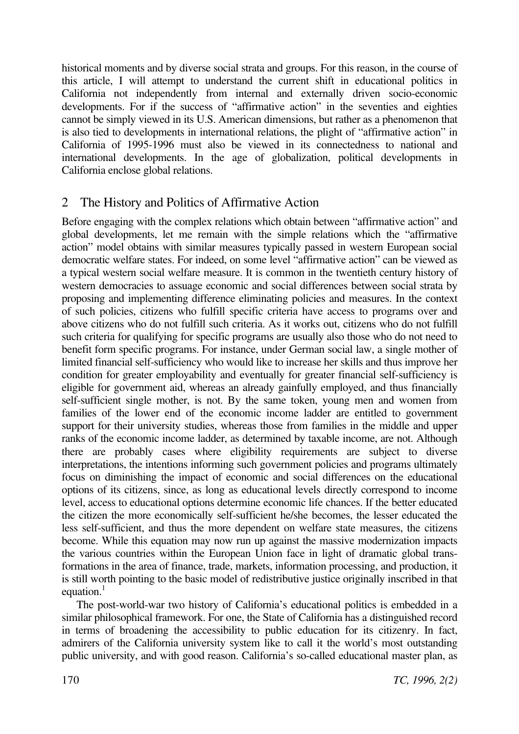historical moments and by diverse social strata and groups. For this reason, in the course of this article, I will attempt to understand the current shift in educational politics in California not independently from internal and externally driven socio-economic developments. For if the success of "affirmative action" in the seventies and eighties cannot be simply viewed in its U.S. American dimensions, but rather as a phenomenon that is also tied to developments in international relations, the plight of "affirmative action" in California of 1995-1996 must also be viewed in its connectedness to national and international developments. In the age of globalization, political developments in California enclose global relations.

## 2 The History and Politics of Affirmative Action

Before engaging with the complex relations which obtain between "affirmative action" and global developments, let me remain with the simple relations which the "affirmative action" model obtains with similar measures typically passed in western European social democratic welfare states. For indeed, on some level "affirmative action" can be viewed as a typical western social welfare measure. It is common in the twentieth century history of western democracies to assuage economic and social differences between social strata by proposing and implementing difference eliminating policies and measures. In the context of such policies, citizens who fulfill specific criteria have access to programs over and above citizens who do not fulfill such criteria. As it works out, citizens who do not fulfill such criteria for qualifying for specific programs are usually also those who do not need to benefit form specific programs. For instance, under German social law, a single mother of limited financial self-sufficiency who would like to increase her skills and thus improve her condition for greater employability and eventually for greater financial self-sufficiency is eligible for government aid, whereas an already gainfully employed, and thus financially self-sufficient single mother, is not. By the same token, young men and women from families of the lower end of the economic income ladder are entitled to government support for their university studies, whereas those from families in the middle and upper ranks of the economic income ladder, as determined by taxable income, are not. Although there are probably cases where eligibility requirements are subject to diverse interpretations, the intentions informing such government policies and programs ultimately focus on diminishing the impact of economic and social differences on the educational options of its citizens, since, as long as educational levels directly correspond to income level, access to educational options determine economic life chances. If the better educated the citizen the more economically self-sufficient he/she becomes, the lesser educated the less self-sufficient, and thus the more dependent on welfare state measures, the citizens become. While this equation may now run up against the massive modernization impacts the various countries within the European Union face in light of dramatic global transformations in the area of finance, trade, markets, information processing, and production, it is still worth pointing to the basic model of redistributive justice originally inscribed in that equation.[1]

The post-world-war two history of California's educational politics is embedded in a similar philosophical framework. For one, the State of California has a distinguished record in terms of broadening the accessibility to public education for its citizenry. In fact, admirers of the California university system like to call it the world's most outstanding public university, and with good reason. California's so-called educational master plan, as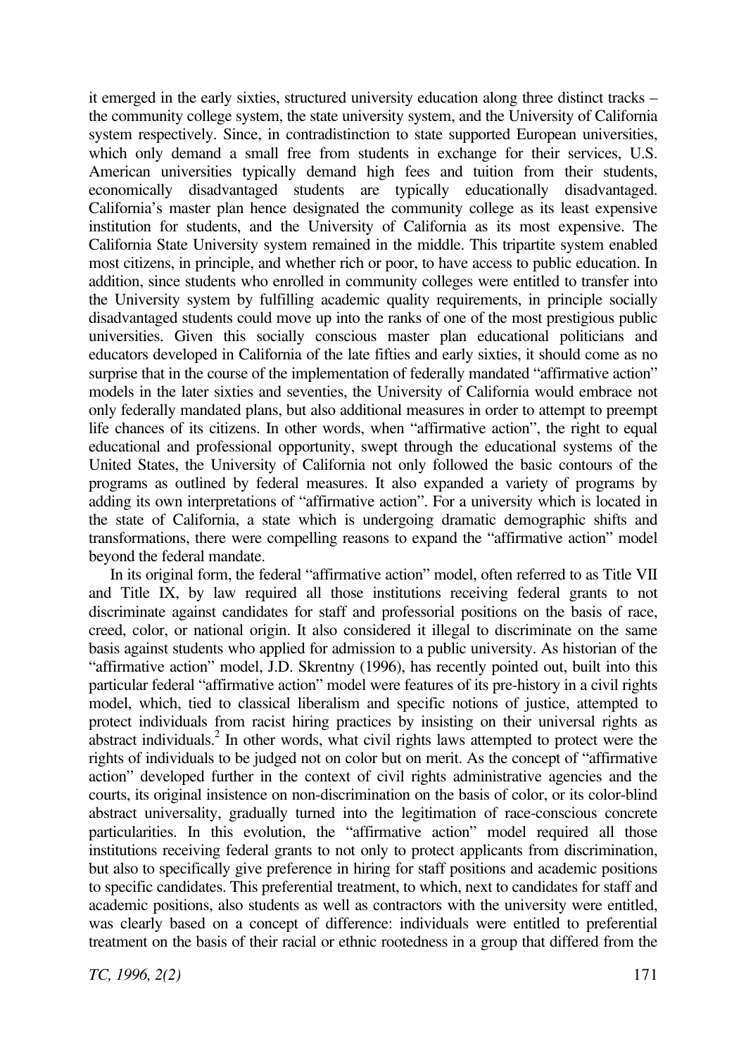it emerged in the early sixties, structured university education along three distinct tracks – the community college system, the state university system, and the University of California system respectively. Since, in contradistinction to state supported European universities, which only demand a small free from students in exchange for their services, U.S. American universities typically demand high fees and tuition from their students, economically disadvantaged students are typically educationally disadvantaged. California's master plan hence designated the community college as its least expensive institution for students, and the University of California as its most expensive. The California State University system remained in the middle. This tripartite system enabled most citizens, in principle, and whether rich or poor, to have access to public education. In addition, since students who enrolled in community colleges were entitled to transfer into the University system by fulfilling academic quality requirements, in principle socially disadvantaged students could move up into the ranks of one of the most prestigious public universities. Given this socially conscious master plan educational politicians and educators developed in California of the late fifties and early sixties, it should come as no surprise that in the course of the implementation of federally mandated "affirmative action" models in the later sixties and seventies, the University of California would embrace not only federally mandated plans, but also additional measures in order to attempt to preempt life chances of its citizens. In other words, when "affirmative action", the right to equal educational and professional opportunity, swept through the educational systems of the United States, the University of California not only followed the basic contours of the programs as outlined by federal measures. It also expanded a variety of programs by adding its own interpretations of "affirmative action". For a university which is located in the state of California, a state which is undergoing dramatic demographic shifts and transformations, there were compelling reasons to expand the "affirmative action" model beyond the federal mandate.

In its original form, the federal "affirmative action" model, often referred to as Title VII and Title IX, by law required all those institutions receiving federal grants to not discriminate against candidates for staff and professorial positions on the basis of race, creed, color, or national origin. It also considered it illegal to discriminate on the same basis against students who applied for admission to a public university. As historian of the "affirmative action" model, J.D. Skrentny (1996), has recently pointed out, built into this particular federal "affirmative action" model were features of its pre-history in a civil rights model, which, tied to classical liberalism and specific notions of justice, attempted to protect individuals from racist hiring practices by insisting on their universal rights as abstract individuals.[2] In other words, what civil rights laws attempted to protect were the rights of individuals to be judged not on color but on merit. As the concept of "affirmative action" developed further in the context of civil rights administrative agencies and the courts, its original insistence on non-discrimination on the basis of color, or its color-blind abstract universality, gradually turned into the legitimation of race-conscious concrete particularities. In this evolution, the "affirmative action" model required all those institutions receiving federal grants to not only to protect applicants from discrimination, but also to specifically give preference in hiring for staff positions and academic positions to specific candidates. This preferential treatment, to which, next to candidates for staff and academic positions, also students as well as contractors with the university were entitled, was clearly based on a concept of difference: individuals were entitled to preferential treatment on the basis of their racial or ethnic rootedness in a group that differed from the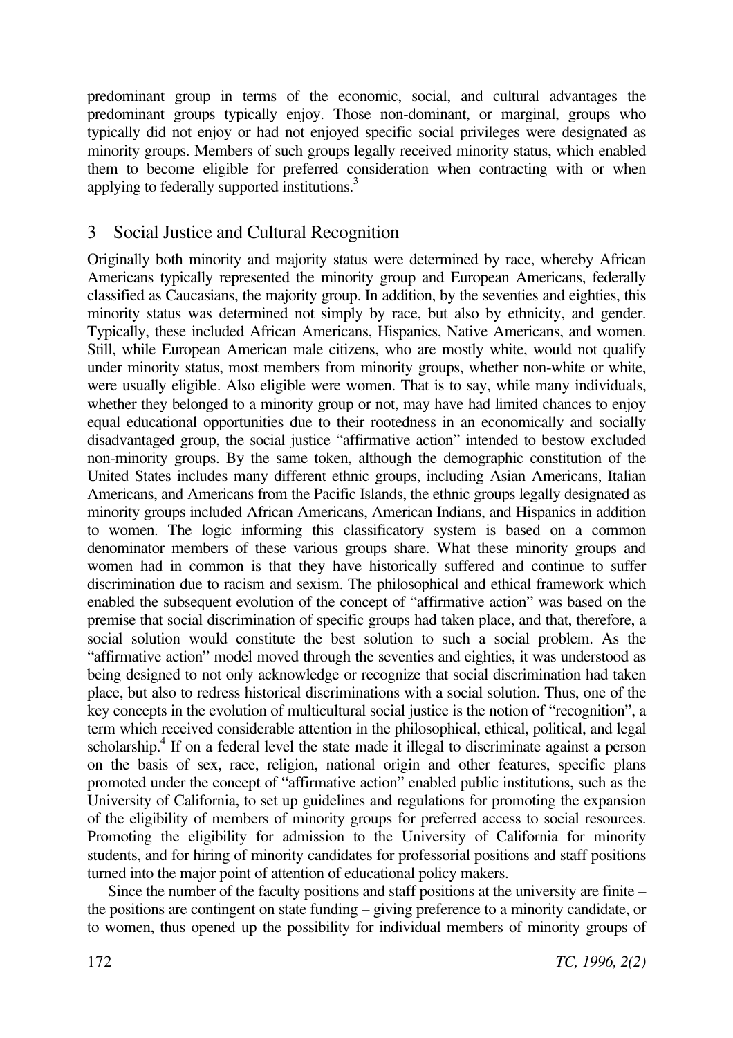predominant group in terms of the economic, social, and cultural advantages the predominant groups typically enjoy. Those non-dominant, or marginal, groups who typically did not enjoy or had not enjoyed specific social privileges were designated as minority groups. Members of such groups legally received minority status, which enabled them to become eligible for preferred consideration when contracting with or when applying to federally supported institutions.[3]

## 3 Social Justice and Cultural Recognition

Originally both minority and majority status were determined by race, whereby African Americans typically represented the minority group and European Americans, federally classified as Caucasians, the majority group. In addition, by the seventies and eighties, this minority status was determined not simply by race, but also by ethnicity, and gender. Typically, these included African Americans, Hispanics, Native Americans, and women. Still, while European American male citizens, who are mostly white, would not qualify under minority status, most members from minority groups, whether non-white or white, were usually eligible. Also eligible were women. That is to say, while many individuals, whether they belonged to a minority group or not, may have had limited chances to enjoy equal educational opportunities due to their rootedness in an economically and socially disadvantaged group, the social justice "affirmative action" intended to bestow excluded non-minority groups. By the same token, although the demographic constitution of the United States includes many different ethnic groups, including Asian Americans, Italian Americans, and Americans from the Pacific Islands, the ethnic groups legally designated as minority groups included African Americans, American Indians, and Hispanics in addition to women. The logic informing this classificatory system is based on a common denominator members of these various groups share. What these minority groups and women had in common is that they have historically suffered and continue to suffer discrimination due to racism and sexism. The philosophical and ethical framework which enabled the subsequent evolution of the concept of "affirmative action" was based on the premise that social discrimination of specific groups had taken place, and that, therefore, a social solution would constitute the best solution to such a social problem. As the "affirmative action" model moved through the seventies and eighties, it was understood as being designed to not only acknowledge or recognize that social discrimination had taken place, but also to redress historical discriminations with a social solution. Thus, one of the key concepts in the evolution of multicultural social justice is the notion of "recognition", a term which received considerable attention in the philosophical, ethical, political, and legal scholarship.[4] If on a federal level the state made it illegal to discriminate against a person on the basis of sex, race, religion, national origin and other features, specific plans promoted under the concept of "affirmative action" enabled public institutions, such as the University of California, to set up guidelines and regulations for promoting the expansion of the eligibility of members of minority groups for preferred access to social resources. Promoting the eligibility for admission to the University of California for minority students, and for hiring of minority candidates for professorial positions and staff positions turned into the major point of attention of educational policy makers.

Since the number of the faculty positions and staff positions at the university are finite – the positions are contingent on state funding – giving preference to a minority candidate, or to women, thus opened up the possibility for individual members of minority groups of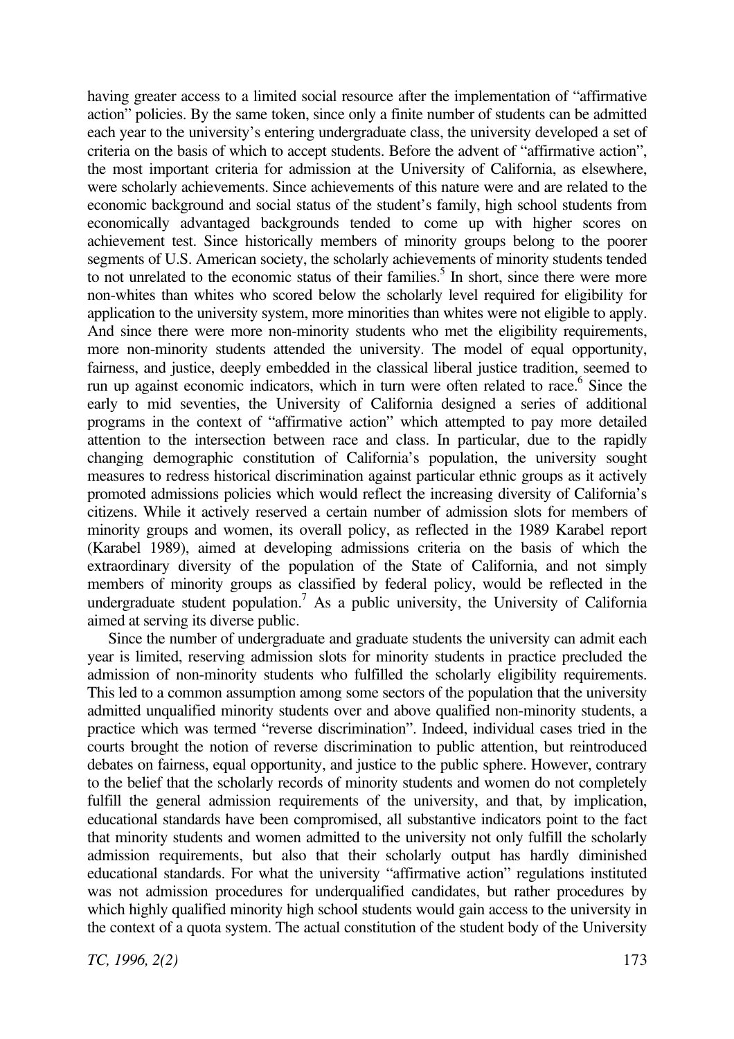having greater access to a limited social resource after the implementation of "affirmative action" policies. By the same token, since only a finite number of students can be admitted each year to the university's entering undergraduate class, the university developed a set of criteria on the basis of which to accept students. Before the advent of "affirmative action", the most important criteria for admission at the University of California, as elsewhere, were scholarly achievements. Since achievements of this nature were and are related to the economic background and social status of the student's family, high school students from economically advantaged backgrounds tended to come up with higher scores on achievement test. Since historically members of minority groups belong to the poorer segments of U.S. American society, the scholarly achievements of minority students tended to not unrelated to the economic status of their families.[5] In short, since there were more non-whites than whites who scored below the scholarly level required for eligibility for application to the university system, more minorities than whites were not eligible to apply. And since there were more non-minority students who met the eligibility requirements, more non-minority students attended the university. The model of equal opportunity, fairness, and justice, deeply embedded in the classical liberal justice tradition, seemed to run up against economic indicators, which in turn were often related to race.[6] Since the early to mid seventies, the University of California designed a series of additional programs in the context of "affirmative action" which attempted to pay more detailed attention to the intersection between race and class. In particular, due to the rapidly changing demographic constitution of California's population, the university sought measures to redress historical discrimination against particular ethnic groups as it actively promoted admissions policies which would reflect the increasing diversity of California's citizens. While it actively reserved a certain number of admission slots for members of minority groups and women, its overall policy, as reflected in the 1989 Karabel report (Karabel 1989), aimed at developing admissions criteria on the basis of which the extraordinary diversity of the population of the State of California, and not simply members of minority groups as classified by federal policy, would be reflected in the undergraduate student population.[7] As a public university, the University of California aimed at serving its diverse public.

Since the number of undergraduate and graduate students the university can admit each year is limited, reserving admission slots for minority students in practice precluded the admission of non-minority students who fulfilled the scholarly eligibility requirements. This led to a common assumption among some sectors of the population that the university admitted unqualified minority students over and above qualified non-minority students, a practice which was termed "reverse discrimination". Indeed, individual cases tried in the courts brought the notion of reverse discrimination to public attention, but reintroduced debates on fairness, equal opportunity, and justice to the public sphere. However, contrary to the belief that the scholarly records of minority students and women do not completely fulfill the general admission requirements of the university, and that, by implication, educational standards have been compromised, all substantive indicators point to the fact that minority students and women admitted to the university not only fulfill the scholarly admission requirements, but also that their scholarly output has hardly diminished educational standards. For what the university "affirmative action" regulations instituted was not admission procedures for underqualified candidates, but rather procedures by which highly qualified minority high school students would gain access to the university in the context of a quota system. The actual constitution of the student body of the University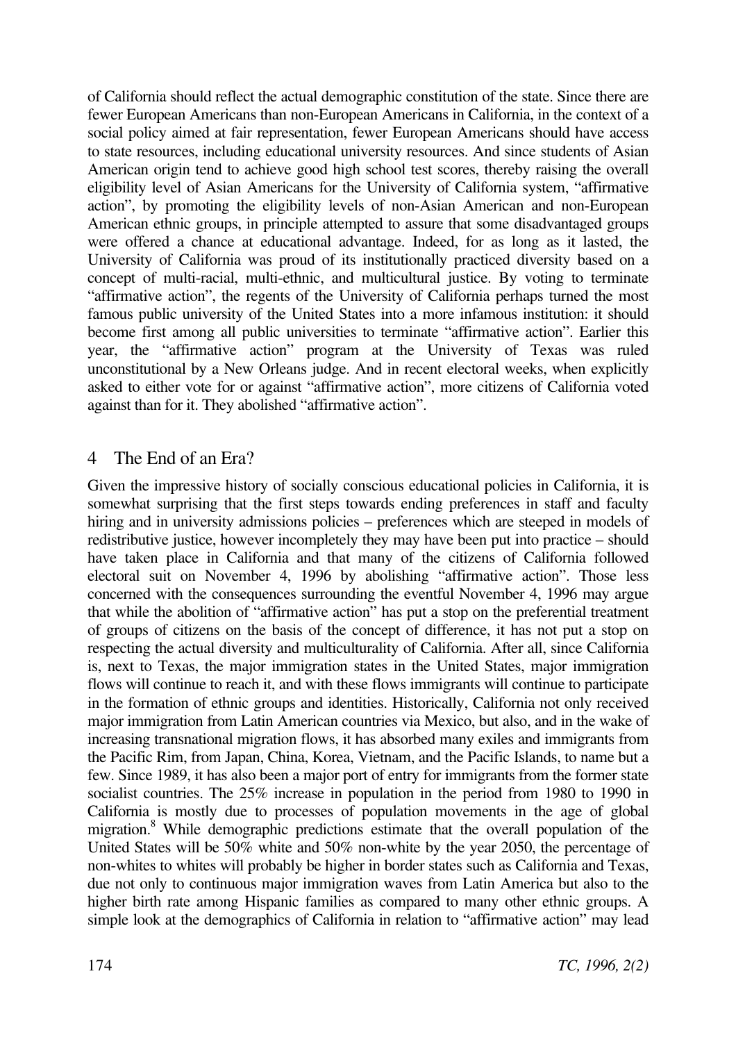of California should reflect the actual demographic constitution of the state. Since there are fewer European Americans than non-European Americans in California, in the context of a social policy aimed at fair representation, fewer European Americans should have access to state resources, including educational university resources. And since students of Asian American origin tend to achieve good high school test scores, thereby raising the overall eligibility level of Asian Americans for the University of California system, "affirmative action", by promoting the eligibility levels of non-Asian American and non-European American ethnic groups, in principle attempted to assure that some disadvantaged groups were offered a chance at educational advantage. Indeed, for as long as it lasted, the University of California was proud of its institutionally practiced diversity based on a concept of multi-racial, multi-ethnic, and multicultural justice. By voting to terminate "affirmative action", the regents of the University of California perhaps turned the most famous public university of the United States into a more infamous institution: it should become first among all public universities to terminate "affirmative action". Earlier this year, the "affirmative action" program at the University of Texas was ruled unconstitutional by a New Orleans judge. And in recent electoral weeks, when explicitly asked to either vote for or against "affirmative action", more citizens of California voted against than for it. They abolished "affirmative action".

## 4 The End of an Era?

Given the impressive history of socially conscious educational policies in California, it is somewhat surprising that the first steps towards ending preferences in staff and faculty hiring and in university admissions policies – preferences which are steeped in models of redistributive justice, however incompletely they may have been put into practice – should have taken place in California and that many of the citizens of California followed electoral suit on November 4, 1996 by abolishing "affirmative action". Those less concerned with the consequences surrounding the eventful November 4, 1996 may argue that while the abolition of "affirmative action" has put a stop on the preferential treatment of groups of citizens on the basis of the concept of difference, it has not put a stop on respecting the actual diversity and multiculturality of California. After all, since California is, next to Texas, the major immigration states in the United States, major immigration flows will continue to reach it, and with these flows immigrants will continue to participate in the formation of ethnic groups and identities. Historically, California not only received major immigration from Latin American countries via Mexico, but also, and in the wake of increasing transnational migration flows, it has absorbed many exiles and immigrants from the Pacific Rim, from Japan, China, Korea, Vietnam, and the Pacific Islands, to name but a few. Since 1989, it has also been a major port of entry for immigrants from the former state socialist countries. The 25% increase in population in the period from 1980 to 1990 in California is mostly due to processes of population movements in the age of global migration.[8] While demographic predictions estimate that the overall population of the United States will be 50% white and 50% non-white by the year 2050, the percentage of non-whites to whites will probably be higher in border states such as California and Texas, due not only to continuous major immigration waves from Latin America but also to the higher birth rate among Hispanic families as compared to many other ethnic groups. A simple look at the demographics of California in relation to "affirmative action" may lead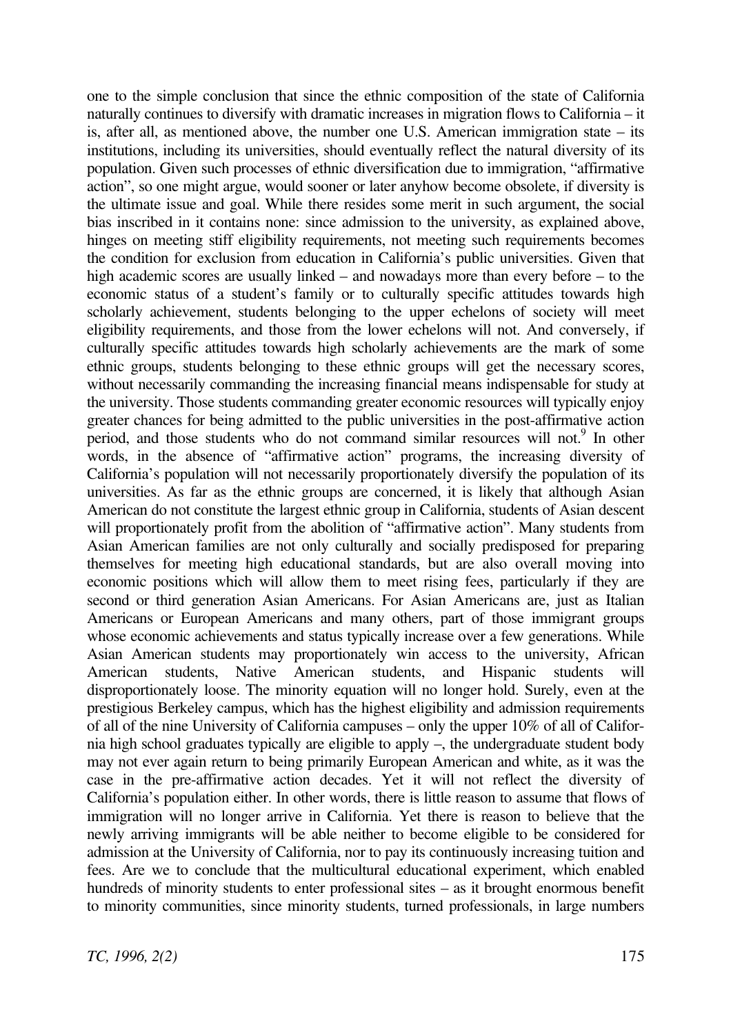one to the simple conclusion that since the ethnic composition of the state of California naturally continues to diversify with dramatic increases in migration flows to California – it is, after all, as mentioned above, the number one U.S. American immigration state – its institutions, including its universities, should eventually reflect the natural diversity of its population. Given such processes of ethnic diversification due to immigration, "affirmative action", so one might argue, would sooner or later anyhow become obsolete, if diversity is the ultimate issue and goal. While there resides some merit in such argument, the social bias inscribed in it contains none: since admission to the university, as explained above, hinges on meeting stiff eligibility requirements, not meeting such requirements becomes the condition for exclusion from education in California's public universities. Given that high academic scores are usually linked – and nowadays more than every before – to the economic status of a student's family or to culturally specific attitudes towards high scholarly achievement, students belonging to the upper echelons of society will meet eligibility requirements, and those from the lower echelons will not. And conversely, if culturally specific attitudes towards high scholarly achievements are the mark of some ethnic groups, students belonging to these ethnic groups will get the necessary scores, without necessarily commanding the increasing financial means indispensable for study at the university. Those students commanding greater economic resources will typically enjoy greater chances for being admitted to the public universities in the post-affirmative action period, and those students who do not command similar resources will not.[9] In other words, in the absence of "affirmative action" programs, the increasing diversity of California's population will not necessarily proportionately diversify the population of its universities. As far as the ethnic groups are concerned, it is likely that although Asian American do not constitute the largest ethnic group in California, students of Asian descent will proportionately profit from the abolition of "affirmative action". Many students from Asian American families are not only culturally and socially predisposed for preparing themselves for meeting high educational standards, but are also overall moving into economic positions which will allow them to meet rising fees, particularly if they are second or third generation Asian Americans. For Asian Americans are, just as Italian Americans or European Americans and many others, part of those immigrant groups whose economic achievements and status typically increase over a few generations. While Asian American students may proportionately win access to the university, African American students, Native American students, and Hispanic students will disproportionately loose. The minority equation will no longer hold. Surely, even at the prestigious Berkeley campus, which has the highest eligibility and admission requirements of all of the nine University of California campuses – only the upper 10% of all of California high school graduates typically are eligible to apply –, the undergraduate student body may not ever again return to being primarily European American and white, as it was the case in the pre-affirmative action decades. Yet it will not reflect the diversity of California's population either. In other words, there is little reason to assume that flows of immigration will no longer arrive in California. Yet there is reason to believe that the newly arriving immigrants will be able neither to become eligible to be considered for admission at the University of California, nor to pay its continuously increasing tuition and fees. Are we to conclude that the multicultural educational experiment, which enabled hundreds of minority students to enter professional sites – as it brought enormous benefit to minority communities, since minority students, turned professionals, in large numbers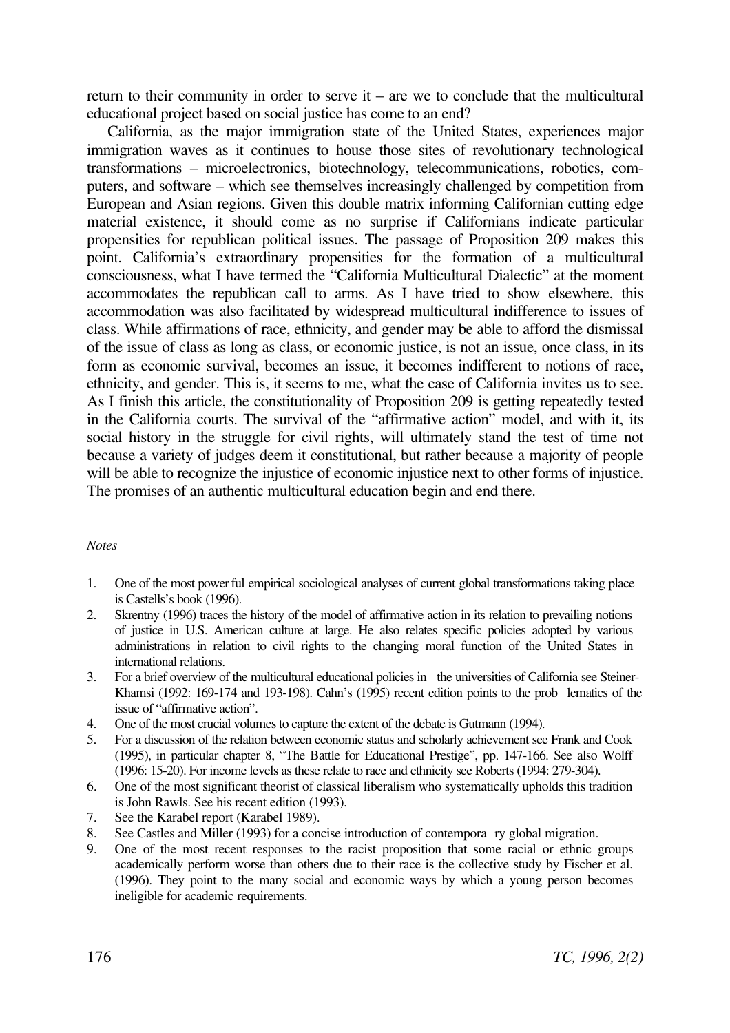return to their community in order to serve it – are we to conclude that the multicultural educational project based on social justice has come to an end?

California, as the major immigration state of the United States, experiences major immigration waves as it continues to house those sites of revolutionary technological transformations – microelectronics, biotechnology, telecommunications, robotics, computers, and software – which see themselves increasingly challenged by competition from European and Asian regions. Given this double matrix informing Californian cutting edge material existence, it should come as no surprise if Californians indicate particular propensities for republican political issues. The passage of Proposition 209 makes this point. California's extraordinary propensities for the formation of a multicultural consciousness, what I have termed the "California Multicultural Dialectic" at the moment accommodates the republican call to arms. As I have tried to show elsewhere, this accommodation was also facilitated by widespread multicultural indifference to issues of class. While affirmations of race, ethnicity, and gender may be able to afford the dismissal of the issue of class as long as class, or economic justice, is not an issue, once class, in its form as economic survival, becomes an issue, it becomes indifferent to notions of race, ethnicity, and gender. This is, it seems to me, what the case of California invites us to see. As I finish this article, the constitutionality of Proposition 209 is getting repeatedly tested in the California courts. The survival of the "affirmative action" model, and with it, its social history in the struggle for civil rights, will ultimately stand the test of time not because a variety of judges deem it constitutional, but rather because a majority of people will be able to recognize the injustice of economic injustice next to other forms of injustice. The promises of an authentic multicultural education begin and end there.

*Notes*

1. One of the most powerful empirical sociological analyses of current global transformations taking place is Castells's book (1996).
2. Skrentny (1996) traces the history of the model of affirmative action in its relation to prevailing notions of justice in U.S. American culture at large. He also relates specific policies adopted by various administrations in relation to civil rights to the changing moral function of the United States in international relations.
3. For a brief overview of the multicultural educational policies in the universities of California see Steiner-Khamsi (1992: 169-174 and 193-198). Cahn's (1995) recent edition points to the problematics of the issue of "affirmative action".
4. One of the most crucial volumes to capture the extent of the debate is Gutmann (1994).
5. For a discussion of the relation between economic status and scholarly achievement see Frank and Cook (1995), in particular chapter 8, "The Battle for Educational Prestige", pp. 147-166. See also Wolff (1996: 15-20). For income levels as these relate to race and ethnicity see Roberts (1994: 279-304).
6. One of the most significant theorist of classical liberalism who systematically upholds this tradition is John Rawls. See his recent edition (1993).
7. See the Karabel report (Karabel 1989).
8. See Castles and Miller (1993) for a concise introduction of contemporary global migration.
9. One of the most recent responses to the racist proposition that some racial or ethnic groups academically perform worse than others due to their race is the collective study by Fischer et al. (1996). They point to the many social and economic ways by which a young person becomes ineligible for academic requirements.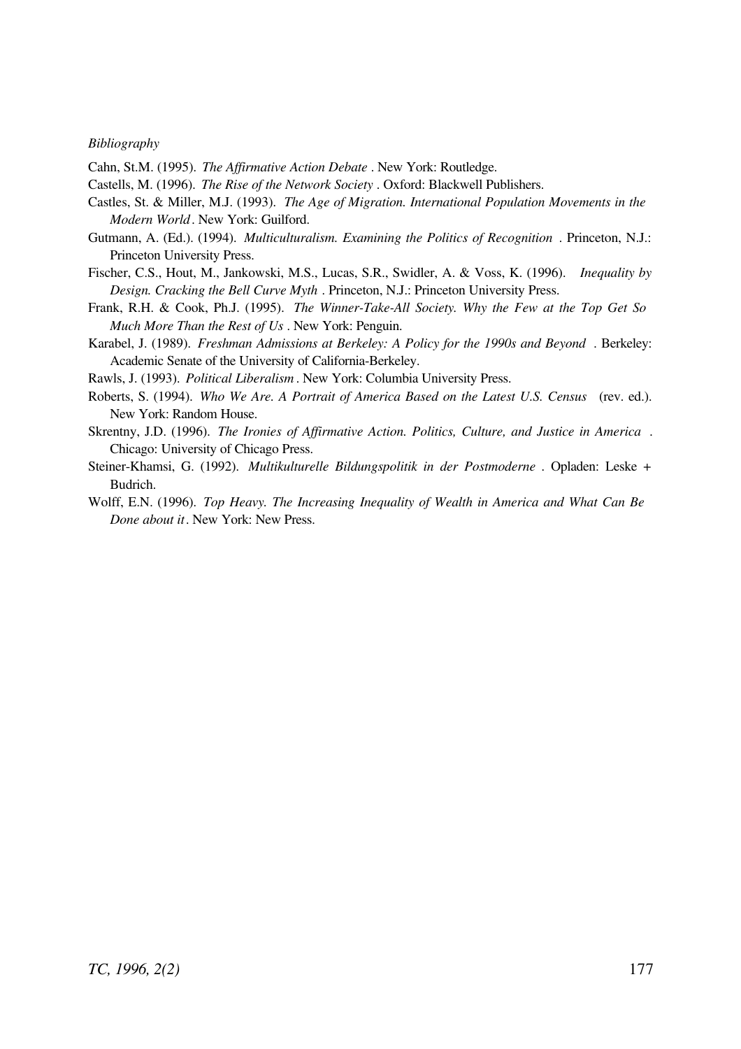*Bibliography*

Cahn, St.M. (1995). *The Affirmative Action Debate*. New York: Routledge.

Castells, M. (1996). *The Rise of the Network Society*. Oxford: Blackwell Publishers.

Castles, St. & Miller, M.J. (1993). *The Age of Migration. International Population Movements in the Modern World*. New York: Guilford.

Gutmann, A. (Ed.). (1994). *Multiculturalism. Examining the Politics of Recognition*. Princeton, N.J.: Princeton University Press.

Fischer, C.S., Hout, M., Jankowski, M.S., Lucas, S.R., Swidler, A. & Voss, K. (1996). *Inequality by Design. Cracking the Bell Curve Myth*. Princeton, N.J.: Princeton University Press.

Frank, R.H. & Cook, Ph.J. (1995). *The Winner-Take-All Society. Why the Few at the Top Get So Much More Than the Rest of Us*. New York: Penguin.

Karabel, J. (1989). *Freshman Admissions at Berkeley: A Policy for the 1990s and Beyond*. Berkeley: Academic Senate of the University of California-Berkeley.

Rawls, J. (1993). *Political Liberalism*. New York: Columbia University Press.

Roberts, S. (1994). *Who We Are. A Portrait of America Based on the Latest U.S. Census* (rev. ed.). New York: Random House.

Skrentny, J.D. (1996). *The Ironies of Affirmative Action. Politics, Culture, and Justice in America*. Chicago: University of Chicago Press.

Steiner-Khamsi, G. (1992). *Multikulturelle Bildungspolitik in der Postmoderne*. Opladen: Leske + Budrich.

Wolff, E.N. (1996). *Top Heavy. The Increasing Inequality of Wealth in America and What Can Be Done about it*. New York: New Press.